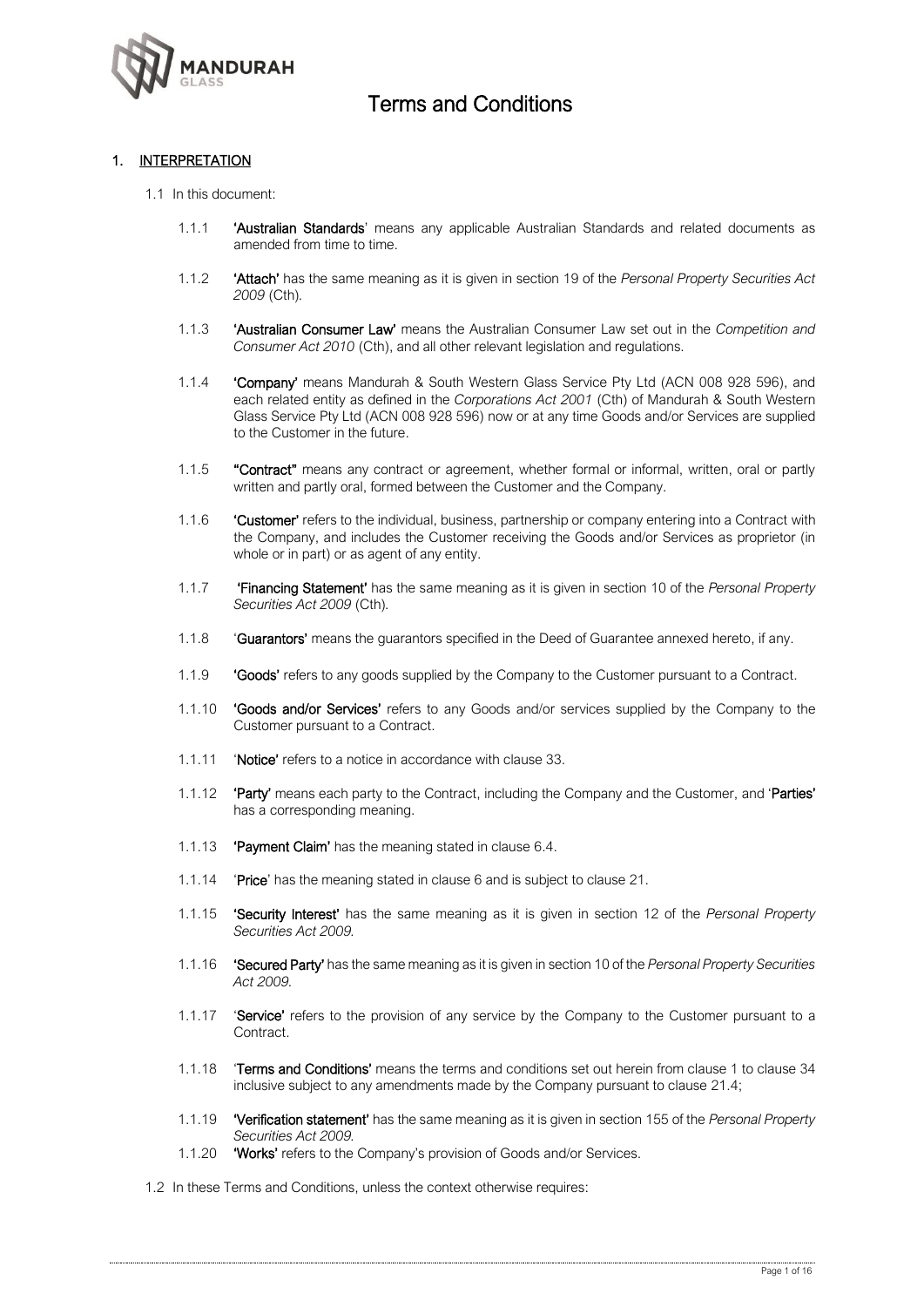# Terms and Conditions

## 1. INTERPRETATION

1.1 In this document:

1.1.1 **'Australian Standards'** means any applicable Australian Standards and related documents as amended from time to time.

1.1.2 **'Attach'** has the same meaning as it is given in section 19 of the *Personal Property Securities Act 2009* (Cth).

1.1.3 **'Australian Consumer Law'** means the Australian Consumer Law set out in the *Competition and Consumer Act 2010* (Cth), and all other relevant legislation and regulations.

1.1.4 **'Company'** means Mandurah & South Western Glass Service Pty Ltd (ACN 008 928 596), and each related entity as defined in the *Corporations Act 2001* (Cth) of Mandurah & South Western Glass Service Pty Ltd (ACN 008 928 596) now or at any time Goods and/or Services are supplied to the Customer in the future.

1.1.5 **"Contract"** means any contract or agreement, whether formal or informal, written, oral or partly written and partly oral, formed between the Customer and the Company.

1.1.6 **'Customer'** refers to the individual, business, partnership or company entering into a Contract with the Company, and includes the Customer receiving the Goods and/or Services as proprietor (in whole or in part) or as agent of any entity.

1.1.7 **'Financing Statement'** has the same meaning as it is given in section 10 of the *Personal Property Securities Act 2009* (Cth).

1.1.8 '**Guarantors'** means the guarantors specified in the Deed of Guarantee annexed hereto, if any.

1.1.9 **'Goods'** refers to any goods supplied by the Company to the Customer pursuant to a Contract.

1.1.10 **'Goods and/or Services'** refers to any Goods and/or services supplied by the Company to the Customer pursuant to a Contract.

1.1.11 '**Notice'** refers to a notice in accordance with clause 33.

1.1.12 **'Party'** means each party to the Contract, including the Company and the Customer, and '**Parties'** has a corresponding meaning.

1.1.13 **'Payment Claim'** has the meaning stated in clause 6.4.

1.1.14 '**Price**' has the meaning stated in clause 6 and is subject to clause 21.

1.1.15 **'Security Interest'** has the same meaning as it is given in section 12 of the *Personal Property Securities Act 2009.*

1.1.16 **'Secured Party'** has the same meaning as it is given in section 10 of the *Personal Property Securities Act 2009.*

1.1.17 '**Service'** refers to the provision of any service by the Company to the Customer pursuant to a Contract.

1.1.18 '**Terms and Conditions'** means the terms and conditions set out herein from clause 1 to clause 34 inclusive subject to any amendments made by the Company pursuant to clause 21.4;

1.1.19 **'Verification statement'** has the same meaning as it is given in section 155 of the *Personal Property Securities Act 2009.*

1.1.20 **'Works'** refers to the Company's provision of Goods and/or Services.

1.2 In these Terms and Conditions, unless the context otherwise requires: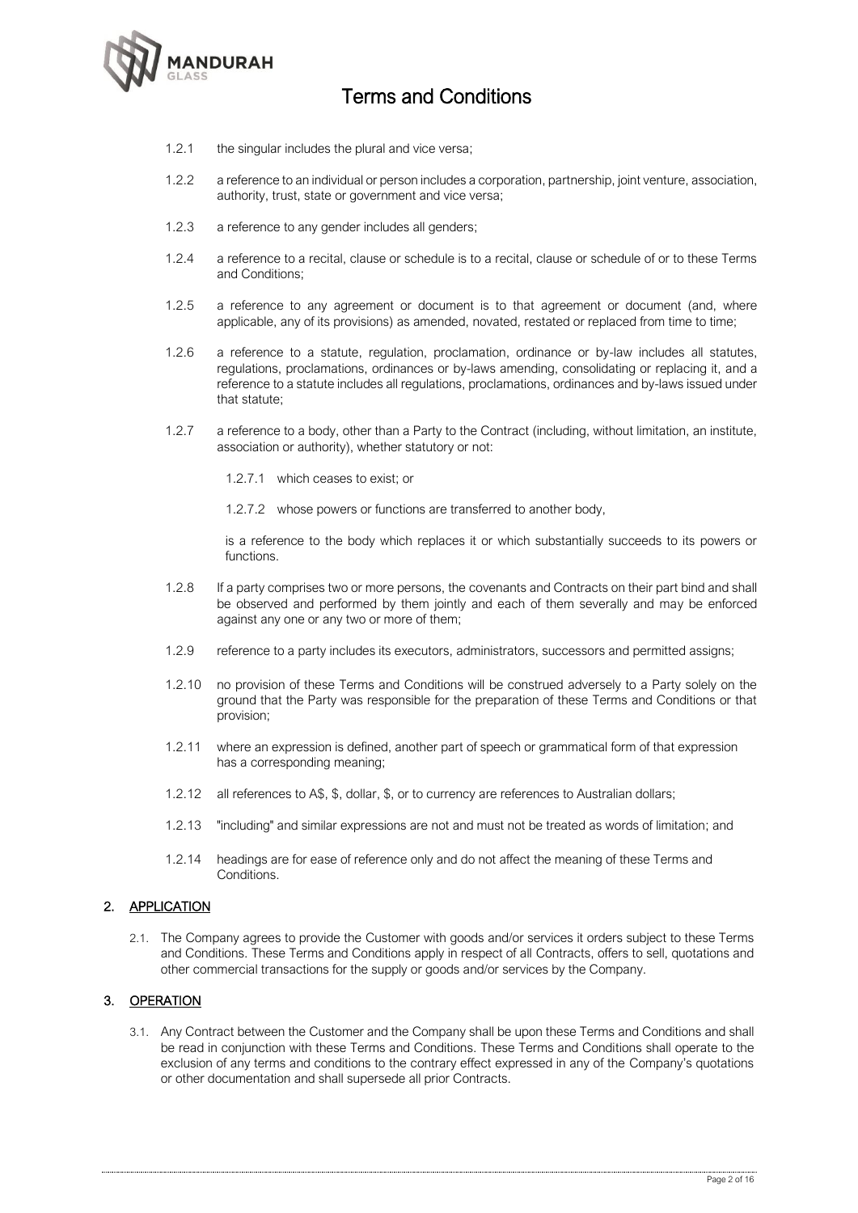1.2.1 the singular includes the plural and vice versa;

1.2.2 a reference to an individual or person includes a corporation, partnership, joint venture, association, authority, trust, state or government and vice versa;

1.2.3 a reference to any gender includes all genders;

1.2.4 a reference to a recital, clause or schedule is to a recital, clause or schedule of or to these Terms and Conditions;

1.2.5 a reference to any agreement or document is to that agreement or document (and, where applicable, any of its provisions) as amended, novated, restated or replaced from time to time;

1.2.6 a reference to a statute, regulation, proclamation, ordinance or by-law includes all statutes, regulations, proclamations, ordinances or by-laws amending, consolidating or replacing it, and a reference to a statute includes all regulations, proclamations, ordinances and by-laws issued under that statute;

1.2.7 a reference to a body, other than a Party to the Contract (including, without limitation, an institute, association or authority), whether statutory or not:

1.2.7.1 which ceases to exist; or

1.2.7.2 whose powers or functions are transferred to another body,

is a reference to the body which replaces it or which substantially succeeds to its powers or functions.

1.2.8 If a party comprises two or more persons, the covenants and Contracts on their part bind and shall be observed and performed by them jointly and each of them severally and may be enforced against any one or any two or more of them;

1.2.9 reference to a party includes its executors, administrators, successors and permitted assigns;

1.2.10 no provision of these Terms and Conditions will be construed adversely to a Party solely on the ground that the Party was responsible for the preparation of these Terms and Conditions or that provision;

1.2.11 where an expression is defined, another part of speech or grammatical form of that expression has a corresponding meaning;

1.2.12 all references to A$, $, dollar, $, or to currency are references to Australian dollars;

1.2.13 "including" and similar expressions are not and must not be treated as words of limitation; and

1.2.14 headings are for ease of reference only and do not affect the meaning of these Terms and Conditions.

## 2. APPLICATION

2.1. The Company agrees to provide the Customer with goods and/or services it orders subject to these Terms and Conditions. These Terms and Conditions apply in respect of all Contracts, offers to sell, quotations and other commercial transactions for the supply or goods and/or services by the Company.

## 3. OPERATION

3.1. Any Contract between the Customer and the Company shall be upon these Terms and Conditions and shall be read in conjunction with these Terms and Conditions. These Terms and Conditions shall operate to the exclusion of any terms and conditions to the contrary effect expressed in any of the Company's quotations or other documentation and shall supersede all prior Contracts.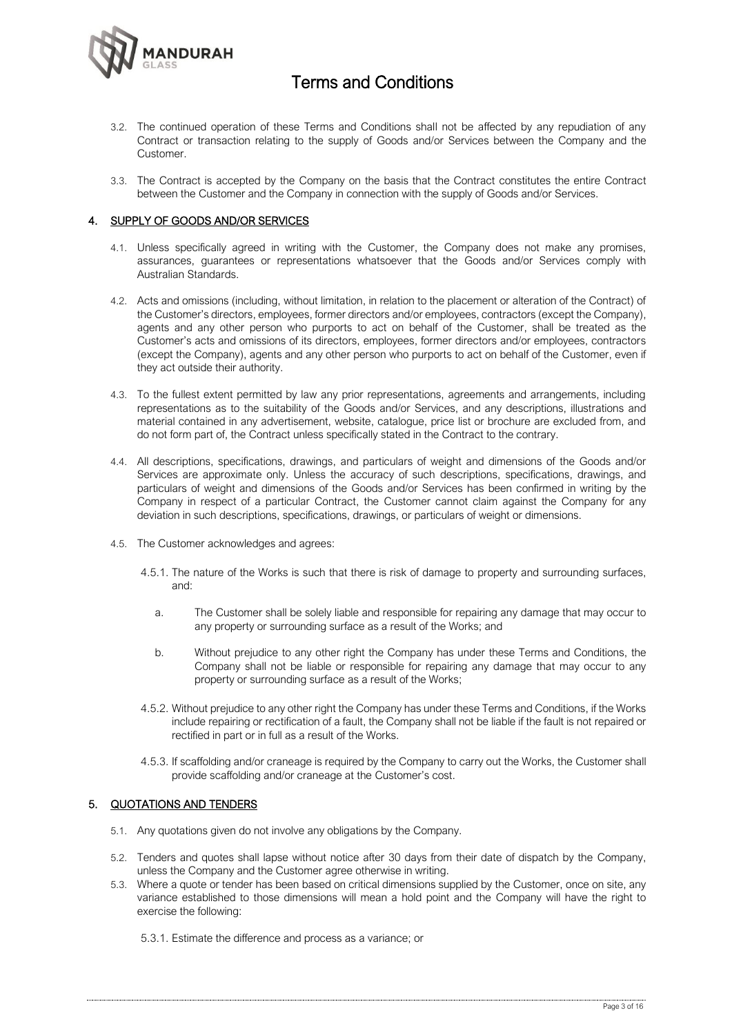3.2. The continued operation of these Terms and Conditions shall not be affected by any repudiation of any Contract or transaction relating to the supply of Goods and/or Services between the Company and the Customer.

3.3. The Contract is accepted by the Company on the basis that the Contract constitutes the entire Contract between the Customer and the Company in connection with the supply of Goods and/or Services.

## 4. SUPPLY OF GOODS AND/OR SERVICES

4.1. Unless specifically agreed in writing with the Customer, the Company does not make any promises, assurances, guarantees or representations whatsoever that the Goods and/or Services comply with Australian Standards.

4.2. Acts and omissions (including, without limitation, in relation to the placement or alteration of the Contract) of the Customer's directors, employees, former directors and/or employees, contractors (except the Company), agents and any other person who purports to act on behalf of the Customer, shall be treated as the Customer's acts and omissions of its directors, employees, former directors and/or employees, contractors (except the Company), agents and any other person who purports to act on behalf of the Customer, even if they act outside their authority.

4.3. To the fullest extent permitted by law any prior representations, agreements and arrangements, including representations as to the suitability of the Goods and/or Services, and any descriptions, illustrations and material contained in any advertisement, website, catalogue, price list or brochure are excluded from, and do not form part of, the Contract unless specifically stated in the Contract to the contrary.

4.4. All descriptions, specifications, drawings, and particulars of weight and dimensions of the Goods and/or Services are approximate only. Unless the accuracy of such descriptions, specifications, drawings, and particulars of weight and dimensions of the Goods and/or Services has been confirmed in writing by the Company in respect of a particular Contract, the Customer cannot claim against the Company for any deviation in such descriptions, specifications, drawings, or particulars of weight or dimensions.

4.5. The Customer acknowledges and agrees:

4.5.1. The nature of the Works is such that there is risk of damage to property and surrounding surfaces, and:

a. The Customer shall be solely liable and responsible for repairing any damage that may occur to any property or surrounding surface as a result of the Works; and

b. Without prejudice to any other right the Company has under these Terms and Conditions, the Company shall not be liable or responsible for repairing any damage that may occur to any property or surrounding surface as a result of the Works;

4.5.2. Without prejudice to any other right the Company has under these Terms and Conditions, if the Works include repairing or rectification of a fault, the Company shall not be liable if the fault is not repaired or rectified in part or in full as a result of the Works.

4.5.3. If scaffolding and/or craneage is required by the Company to carry out the Works, the Customer shall provide scaffolding and/or craneage at the Customer's cost.

## 5. QUOTATIONS AND TENDERS

5.1. Any quotations given do not involve any obligations by the Company.

5.2. Tenders and quotes shall lapse without notice after 30 days from their date of dispatch by the Company, unless the Company and the Customer agree otherwise in writing.

5.3. Where a quote or tender has been based on critical dimensions supplied by the Customer, once on site, any variance established to those dimensions will mean a hold point and the Company will have the right to exercise the following:

5.3.1. Estimate the difference and process as a variance; or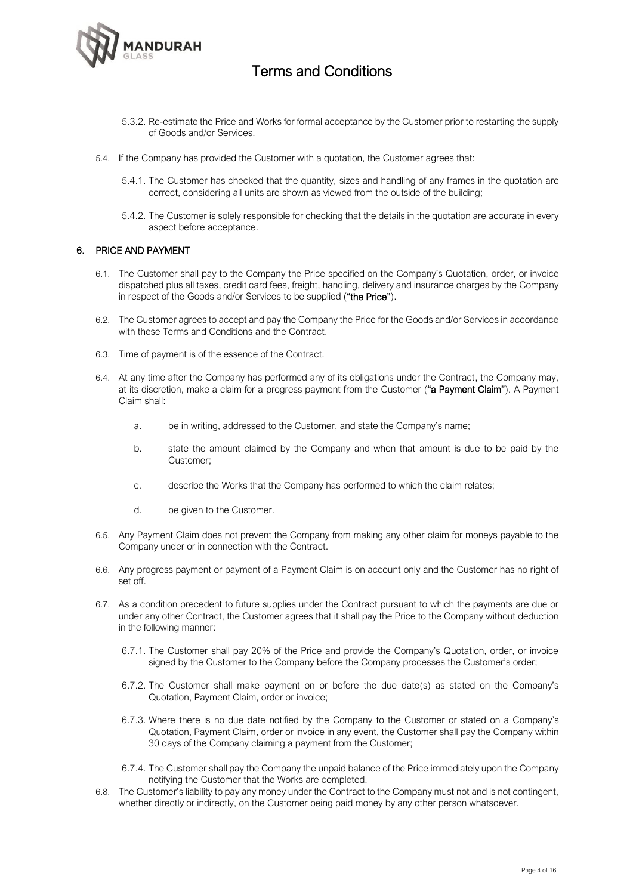5.3.2. Re-estimate the Price and Works for formal acceptance by the Customer prior to restarting the supply of Goods and/or Services.

5.4. If the Company has provided the Customer with a quotation, the Customer agrees that:

5.4.1. The Customer has checked that the quantity, sizes and handling of any frames in the quotation are correct, considering all units are shown as viewed from the outside of the building;

5.4.2. The Customer is solely responsible for checking that the details in the quotation are accurate in every aspect before acceptance.

## 6. PRICE AND PAYMENT

6.1. The Customer shall pay to the Company the Price specified on the Company's Quotation, order, or invoice dispatched plus all taxes, credit card fees, freight, handling, delivery and insurance charges by the Company in respect of the Goods and/or Services to be supplied (**"the Price"**).

6.2. The Customer agrees to accept and pay the Company the Price for the Goods and/or Services in accordance with these Terms and Conditions and the Contract.

6.3. Time of payment is of the essence of the Contract.

6.4. At any time after the Company has performed any of its obligations under the Contract, the Company may, at its discretion, make a claim for a progress payment from the Customer (**"a Payment Claim"**). A Payment Claim shall:

a. be in writing, addressed to the Customer, and state the Company's name;

b. state the amount claimed by the Company and when that amount is due to be paid by the Customer;

c. describe the Works that the Company has performed to which the claim relates;

d. be given to the Customer.

6.5. Any Payment Claim does not prevent the Company from making any other claim for moneys payable to the Company under or in connection with the Contract.

6.6. Any progress payment or payment of a Payment Claim is on account only and the Customer has no right of set off.

6.7. As a condition precedent to future supplies under the Contract pursuant to which the payments are due or under any other Contract, the Customer agrees that it shall pay the Price to the Company without deduction in the following manner:

6.7.1. The Customer shall pay 20% of the Price and provide the Company's Quotation, order, or invoice signed by the Customer to the Company before the Company processes the Customer's order;

6.7.2. The Customer shall make payment on or before the due date(s) as stated on the Company's Quotation, Payment Claim, order or invoice;

6.7.3. Where there is no due date notified by the Company to the Customer or stated on a Company's Quotation, Payment Claim, order or invoice in any event, the Customer shall pay the Company within 30 days of the Company claiming a payment from the Customer;

6.7.4. The Customer shall pay the Company the unpaid balance of the Price immediately upon the Company notifying the Customer that the Works are completed.

6.8. The Customer's liability to pay any money under the Contract to the Company must not and is not contingent, whether directly or indirectly, on the Customer being paid money by any other person whatsoever.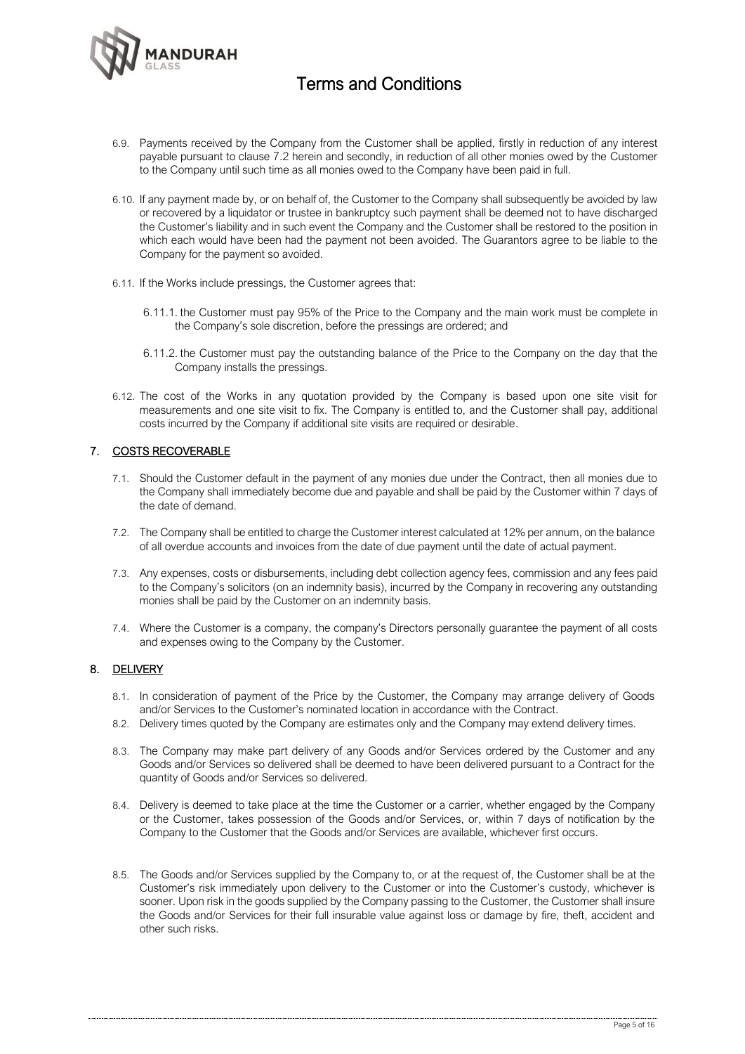6.9. Payments received by the Company from the Customer shall be applied, firstly in reduction of any interest payable pursuant to clause 7.2 herein and secondly, in reduction of all other monies owed by the Customer to the Company until such time as all monies owed to the Company have been paid in full.

6.10. If any payment made by, or on behalf of, the Customer to the Company shall subsequently be avoided by law or recovered by a liquidator or trustee in bankruptcy such payment shall be deemed not to have discharged the Customer's liability and in such event the Company and the Customer shall be restored to the position in which each would have been had the payment not been avoided. The Guarantors agree to be liable to the Company for the payment so avoided.

6.11. If the Works include pressings, the Customer agrees that:

6.11.1. the Customer must pay 95% of the Price to the Company and the main work must be complete in the Company's sole discretion, before the pressings are ordered; and

6.11.2. the Customer must pay the outstanding balance of the Price to the Company on the day that the Company installs the pressings.

6.12. The cost of the Works in any quotation provided by the Company is based upon one site visit for measurements and one site visit to fix. The Company is entitled to, and the Customer shall pay, additional costs incurred by the Company if additional site visits are required or desirable.

## 7. COSTS RECOVERABLE

7.1. Should the Customer default in the payment of any monies due under the Contract, then all monies due to the Company shall immediately become due and payable and shall be paid by the Customer within 7 days of the date of demand.

7.2. The Company shall be entitled to charge the Customer interest calculated at 12% per annum, on the balance of all overdue accounts and invoices from the date of due payment until the date of actual payment.

7.3. Any expenses, costs or disbursements, including debt collection agency fees, commission and any fees paid to the Company's solicitors (on an indemnity basis), incurred by the Company in recovering any outstanding monies shall be paid by the Customer on an indemnity basis.

7.4. Where the Customer is a company, the company's Directors personally guarantee the payment of all costs and expenses owing to the Company by the Customer.

## 8. DELIVERY

8.1. In consideration of payment of the Price by the Customer, the Company may arrange delivery of Goods and/or Services to the Customer's nominated location in accordance with the Contract.

8.2. Delivery times quoted by the Company are estimates only and the Company may extend delivery times.

8.3. The Company may make part delivery of any Goods and/or Services ordered by the Customer and any Goods and/or Services so delivered shall be deemed to have been delivered pursuant to a Contract for the quantity of Goods and/or Services so delivered.

8.4. Delivery is deemed to take place at the time the Customer or a carrier, whether engaged by the Company or the Customer, takes possession of the Goods and/or Services, or, within 7 days of notification by the Company to the Customer that the Goods and/or Services are available, whichever first occurs.

8.5. The Goods and/or Services supplied by the Company to, or at the request of, the Customer shall be at the Customer's risk immediately upon delivery to the Customer or into the Customer's custody, whichever is sooner. Upon risk in the goods supplied by the Company passing to the Customer, the Customer shall insure the Goods and/or Services for their full insurable value against loss or damage by fire, theft, accident and other such risks.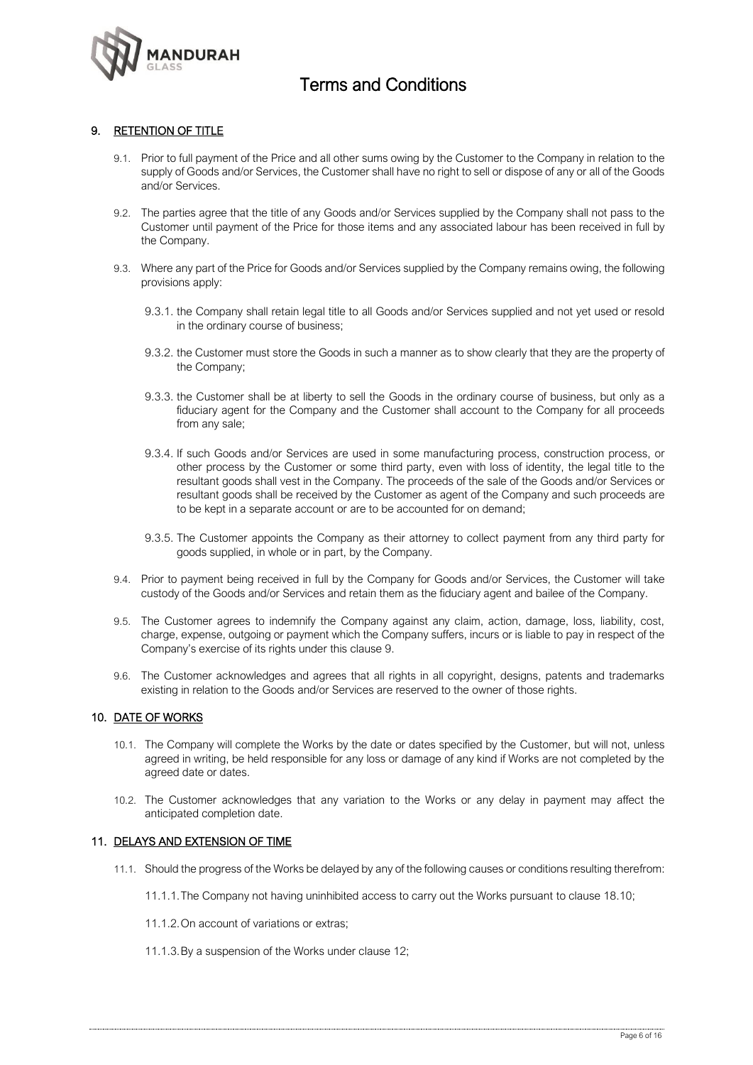## 9. RETENTION OF TITLE

9.1. Prior to full payment of the Price and all other sums owing by the Customer to the Company in relation to the supply of Goods and/or Services, the Customer shall have no right to sell or dispose of any or all of the Goods and/or Services.

9.2. The parties agree that the title of any Goods and/or Services supplied by the Company shall not pass to the Customer until payment of the Price for those items and any associated labour has been received in full by the Company.

9.3. Where any part of the Price for Goods and/or Services supplied by the Company remains owing, the following provisions apply:

9.3.1. the Company shall retain legal title to all Goods and/or Services supplied and not yet used or resold in the ordinary course of business;

9.3.2. the Customer must store the Goods in such a manner as to show clearly that they are the property of the Company;

9.3.3. the Customer shall be at liberty to sell the Goods in the ordinary course of business, but only as a fiduciary agent for the Company and the Customer shall account to the Company for all proceeds from any sale;

9.3.4. If such Goods and/or Services are used in some manufacturing process, construction process, or other process by the Customer or some third party, even with loss of identity, the legal title to the resultant goods shall vest in the Company. The proceeds of the sale of the Goods and/or Services or resultant goods shall be received by the Customer as agent of the Company and such proceeds are to be kept in a separate account or are to be accounted for on demand;

9.3.5. The Customer appoints the Company as their attorney to collect payment from any third party for goods supplied, in whole or in part, by the Company.

9.4. Prior to payment being received in full by the Company for Goods and/or Services, the Customer will take custody of the Goods and/or Services and retain them as the fiduciary agent and bailee of the Company.

9.5. The Customer agrees to indemnify the Company against any claim, action, damage, loss, liability, cost, charge, expense, outgoing or payment which the Company suffers, incurs or is liable to pay in respect of the Company's exercise of its rights under this clause 9.

9.6. The Customer acknowledges and agrees that all rights in all copyright, designs, patents and trademarks existing in relation to the Goods and/or Services are reserved to the owner of those rights.

## 10. DATE OF WORKS

10.1. The Company will complete the Works by the date or dates specified by the Customer, but will not, unless agreed in writing, be held responsible for any loss or damage of any kind if Works are not completed by the agreed date or dates.

10.2. The Customer acknowledges that any variation to the Works or any delay in payment may affect the anticipated completion date.

## 11. DELAYS AND EXTENSION OF TIME

11.1. Should the progress of the Works be delayed by any of the following causes or conditions resulting therefrom:

11.1.1. The Company not having uninhibited access to carry out the Works pursuant to clause 18.10;

11.1.2. On account of variations or extras;

11.1.3. By a suspension of the Works under clause 12;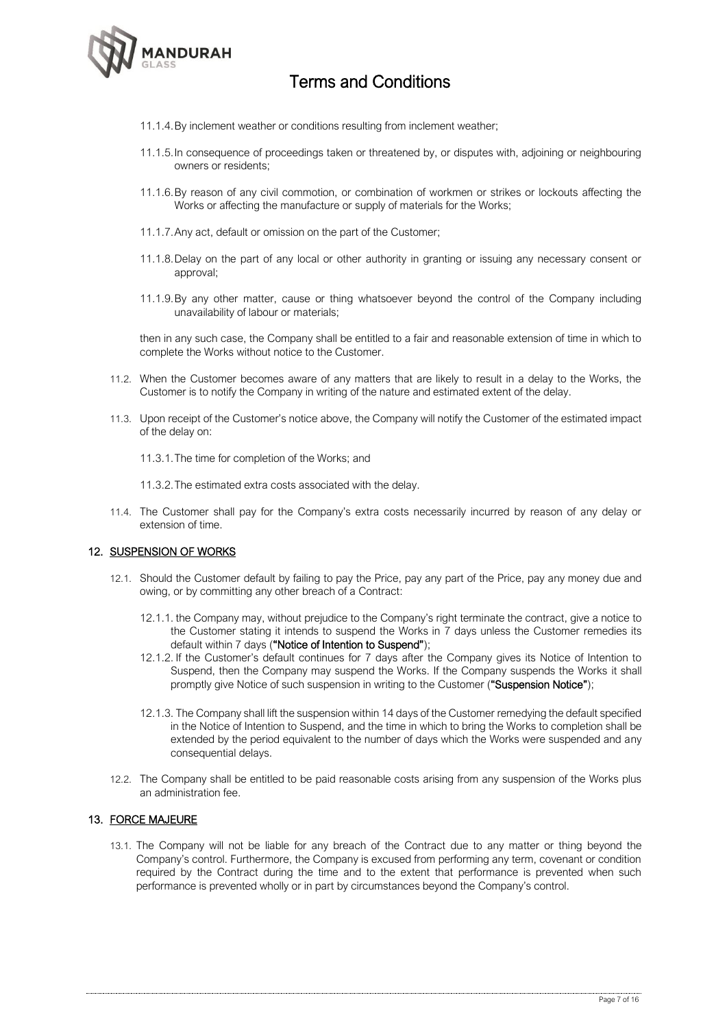11.1.4. By inclement weather or conditions resulting from inclement weather;

11.1.5. In consequence of proceedings taken or threatened by, or disputes with, adjoining or neighbouring owners or residents;

11.1.6. By reason of any civil commotion, or combination of workmen or strikes or lockouts affecting the Works or affecting the manufacture or supply of materials for the Works;

11.1.7. Any act, default or omission on the part of the Customer;

11.1.8. Delay on the part of any local or other authority in granting or issuing any necessary consent or approval;

11.1.9. By any other matter, cause or thing whatsoever beyond the control of the Company including unavailability of labour or materials;

then in any such case, the Company shall be entitled to a fair and reasonable extension of time in which to complete the Works without notice to the Customer.

11.2. When the Customer becomes aware of any matters that are likely to result in a delay to the Works, the Customer is to notify the Company in writing of the nature and estimated extent of the delay.

11.3. Upon receipt of the Customer's notice above, the Company will notify the Customer of the estimated impact of the delay on:

11.3.1. The time for completion of the Works; and

11.3.2. The estimated extra costs associated with the delay.

11.4. The Customer shall pay for the Company's extra costs necessarily incurred by reason of any delay or extension of time.

## 12. SUSPENSION OF WORKS

12.1. Should the Customer default by failing to pay the Price, pay any part of the Price, pay any money due and owing, or by committing any other breach of a Contract:

12.1.1. the Company may, without prejudice to the Company's right terminate the contract, give a notice to the Customer stating it intends to suspend the Works in 7 days unless the Customer remedies its default within 7 days (**"Notice of Intention to Suspend"**);

12.1.2. If the Customer's default continues for 7 days after the Company gives its Notice of Intention to Suspend, then the Company may suspend the Works. If the Company suspends the Works it shall promptly give Notice of such suspension in writing to the Customer (**"Suspension Notice"**);

12.1.3. The Company shall lift the suspension within 14 days of the Customer remedying the default specified in the Notice of Intention to Suspend, and the time in which to bring the Works to completion shall be extended by the period equivalent to the number of days which the Works were suspended and any consequential delays.

12.2. The Company shall be entitled to be paid reasonable costs arising from any suspension of the Works plus an administration fee.

## 13. FORCE MAJEURE

13.1. The Company will not be liable for any breach of the Contract due to any matter or thing beyond the Company's control. Furthermore, the Company is excused from performing any term, covenant or condition required by the Contract during the time and to the extent that performance is prevented when such performance is prevented wholly or in part by circumstances beyond the Company's control.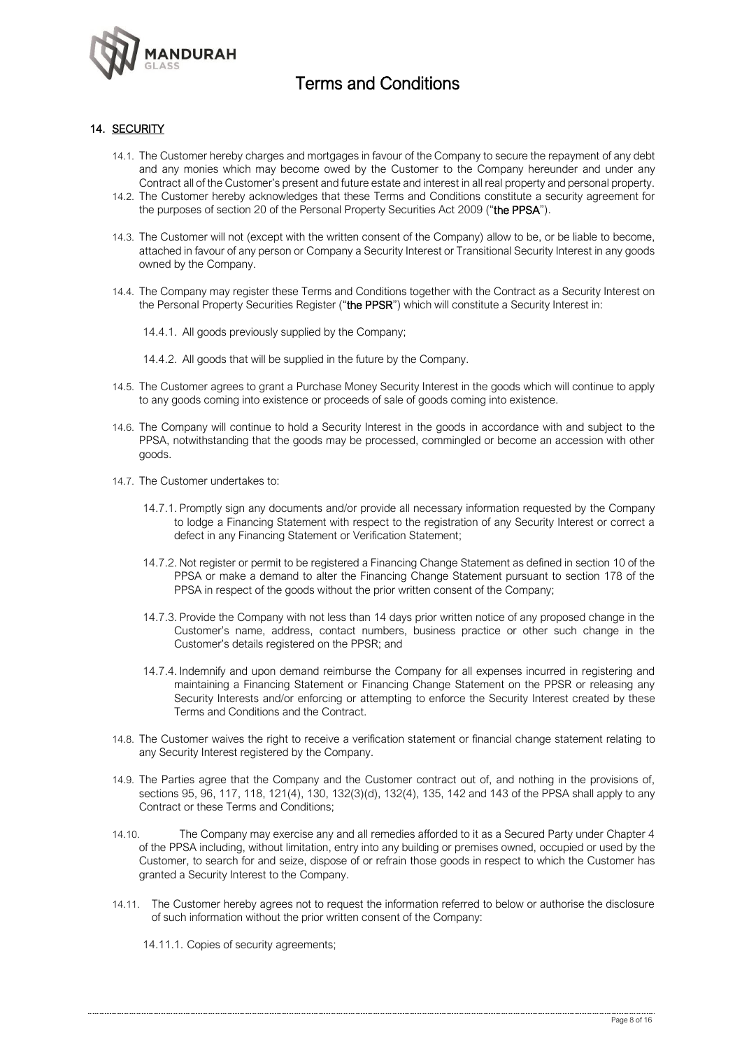## 14. SECURITY

14.1. The Customer hereby charges and mortgages in favour of the Company to secure the repayment of any debt and any monies which may become owed by the Customer to the Company hereunder and under any Contract all of the Customer's present and future estate and interest in all real property and personal property.

14.2. The Customer hereby acknowledges that these Terms and Conditions constitute a security agreement for the purposes of section 20 of the Personal Property Securities Act 2009 ("**the PPSA**").

14.3. The Customer will not (except with the written consent of the Company) allow to be, or be liable to become, attached in favour of any person or Company a Security Interest or Transitional Security Interest in any goods owned by the Company.

14.4. The Company may register these Terms and Conditions together with the Contract as a Security Interest on the Personal Property Securities Register ("**the PPSR**") which will constitute a Security Interest in:

14.4.1. All goods previously supplied by the Company;

14.4.2. All goods that will be supplied in the future by the Company.

14.5. The Customer agrees to grant a Purchase Money Security Interest in the goods which will continue to apply to any goods coming into existence or proceeds of sale of goods coming into existence.

14.6. The Company will continue to hold a Security Interest in the goods in accordance with and subject to the PPSA, notwithstanding that the goods may be processed, commingled or become an accession with other goods.

14.7. The Customer undertakes to:

14.7.1. Promptly sign any documents and/or provide all necessary information requested by the Company to lodge a Financing Statement with respect to the registration of any Security Interest or correct a defect in any Financing Statement or Verification Statement;

14.7.2. Not register or permit to be registered a Financing Change Statement as defined in section 10 of the PPSA or make a demand to alter the Financing Change Statement pursuant to section 178 of the PPSA in respect of the goods without the prior written consent of the Company;

14.7.3. Provide the Company with not less than 14 days prior written notice of any proposed change in the Customer's name, address, contact numbers, business practice or other such change in the Customer's details registered on the PPSR; and

14.7.4. Indemnify and upon demand reimburse the Company for all expenses incurred in registering and maintaining a Financing Statement or Financing Change Statement on the PPSR or releasing any Security Interests and/or enforcing or attempting to enforce the Security Interest created by these Terms and Conditions and the Contract.

14.8. The Customer waives the right to receive a verification statement or financial change statement relating to any Security Interest registered by the Company.

14.9. The Parties agree that the Company and the Customer contract out of, and nothing in the provisions of, sections 95, 96, 117, 118, 121(4), 130, 132(3)(d), 132(4), 135, 142 and 143 of the PPSA shall apply to any Contract or these Terms and Conditions;

14.10. The Company may exercise any and all remedies afforded to it as a Secured Party under Chapter 4 of the PPSA including, without limitation, entry into any building or premises owned, occupied or used by the Customer, to search for and seize, dispose of or refrain those goods in respect to which the Customer has granted a Security Interest to the Company.

14.11. The Customer hereby agrees not to request the information referred to below or authorise the disclosure of such information without the prior written consent of the Company:

14.11.1. Copies of security agreements;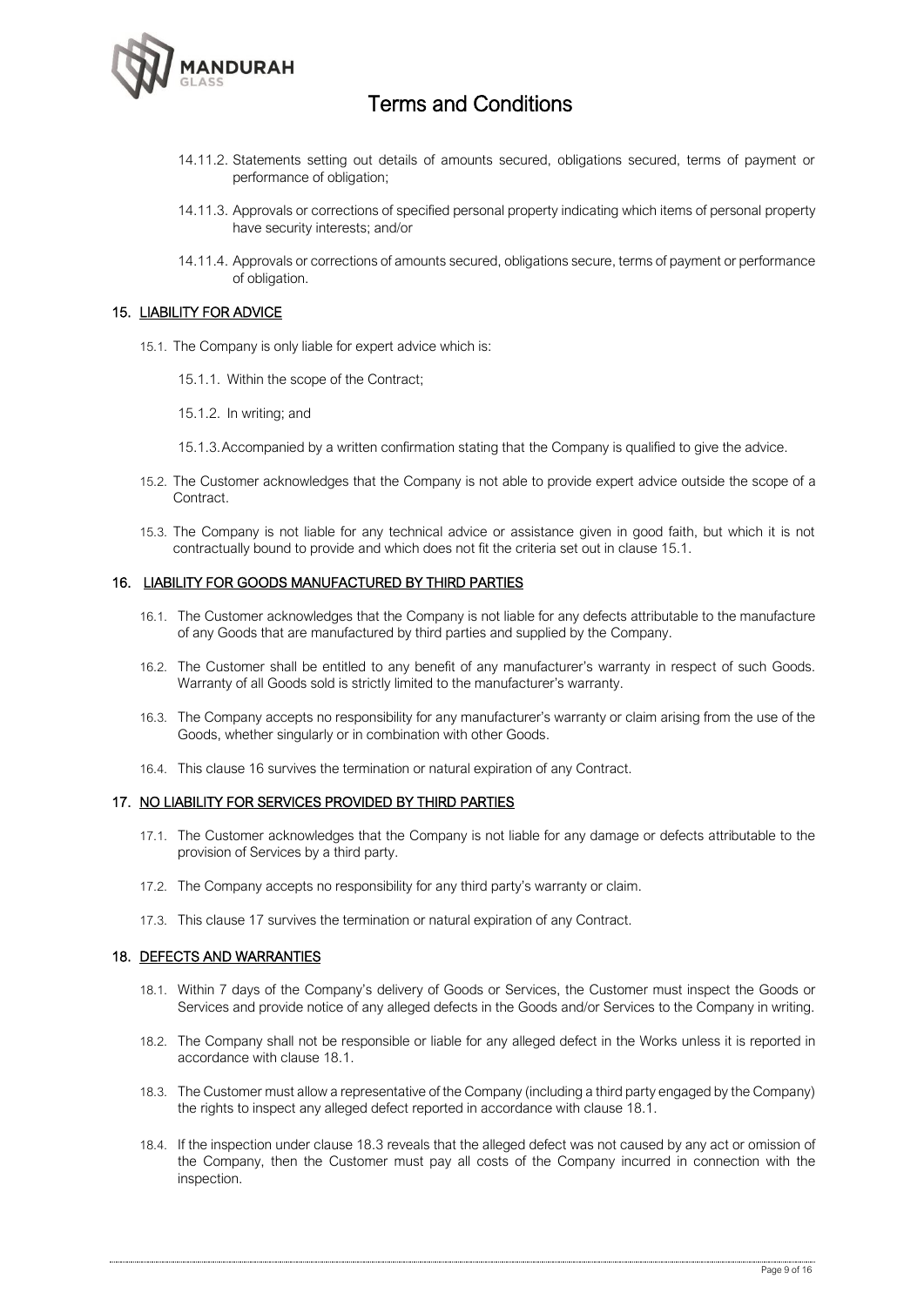14.11.2. Statements setting out details of amounts secured, obligations secured, terms of payment or performance of obligation;

14.11.3. Approvals or corrections of specified personal property indicating which items of personal property have security interests; and/or

14.11.4. Approvals or corrections of amounts secured, obligations secure, terms of payment or performance of obligation.

## 15. LIABILITY FOR ADVICE

15.1. The Company is only liable for expert advice which is:

15.1.1. Within the scope of the Contract;

15.1.2. In writing; and

15.1.3. Accompanied by a written confirmation stating that the Company is qualified to give the advice.

15.2. The Customer acknowledges that the Company is not able to provide expert advice outside the scope of a Contract.

15.3. The Company is not liable for any technical advice or assistance given in good faith, but which it is not contractually bound to provide and which does not fit the criteria set out in clause 15.1.

## 16. LIABILITY FOR GOODS MANUFACTURED BY THIRD PARTIES

16.1. The Customer acknowledges that the Company is not liable for any defects attributable to the manufacture of any Goods that are manufactured by third parties and supplied by the Company.

16.2. The Customer shall be entitled to any benefit of any manufacturer's warranty in respect of such Goods. Warranty of all Goods sold is strictly limited to the manufacturer's warranty.

16.3. The Company accepts no responsibility for any manufacturer's warranty or claim arising from the use of the Goods, whether singularly or in combination with other Goods.

16.4. This clause 16 survives the termination or natural expiration of any Contract.

## 17. NO LIABILITY FOR SERVICES PROVIDED BY THIRD PARTIES

17.1. The Customer acknowledges that the Company is not liable for any damage or defects attributable to the provision of Services by a third party.

17.2. The Company accepts no responsibility for any third party's warranty or claim.

17.3. This clause 17 survives the termination or natural expiration of any Contract.

## 18. DEFECTS AND WARRANTIES

18.1. Within 7 days of the Company's delivery of Goods or Services, the Customer must inspect the Goods or Services and provide notice of any alleged defects in the Goods and/or Services to the Company in writing.

18.2. The Company shall not be responsible or liable for any alleged defect in the Works unless it is reported in accordance with clause 18.1.

18.3. The Customer must allow a representative of the Company (including a third party engaged by the Company) the rights to inspect any alleged defect reported in accordance with clause 18.1.

18.4. If the inspection under clause 18.3 reveals that the alleged defect was not caused by any act or omission of the Company, then the Customer must pay all costs of the Company incurred in connection with the inspection.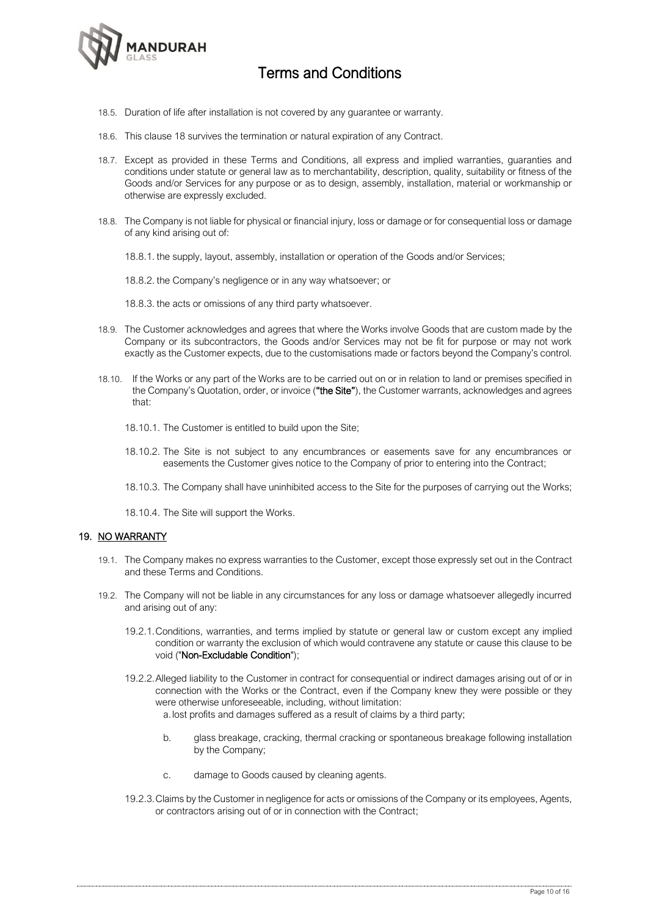18.5. Duration of life after installation is not covered by any guarantee or warranty.

18.6. This clause 18 survives the termination or natural expiration of any Contract.

18.7. Except as provided in these Terms and Conditions, all express and implied warranties, guaranties and conditions under statute or general law as to merchantability, description, quality, suitability or fitness of the Goods and/or Services for any purpose or as to design, assembly, installation, material or workmanship or otherwise are expressly excluded.

18.8. The Company is not liable for physical or financial injury, loss or damage or for consequential loss or damage of any kind arising out of:

18.8.1. the supply, layout, assembly, installation or operation of the Goods and/or Services;

18.8.2. the Company's negligence or in any way whatsoever; or

18.8.3. the acts or omissions of any third party whatsoever.

18.9. The Customer acknowledges and agrees that where the Works involve Goods that are custom made by the Company or its subcontractors, the Goods and/or Services may not be fit for purpose or may not work exactly as the Customer expects, due to the customisations made or factors beyond the Company's control.

18.10. If the Works or any part of the Works are to be carried out on or in relation to land or premises specified in the Company's Quotation, order, or invoice (**"the Site"**), the Customer warrants, acknowledges and agrees that:

18.10.1. The Customer is entitled to build upon the Site;

18.10.2. The Site is not subject to any encumbrances or easements save for any encumbrances or easements the Customer gives notice to the Company of prior to entering into the Contract;

18.10.3. The Company shall have uninhibited access to the Site for the purposes of carrying out the Works;

18.10.4. The Site will support the Works.

## 19. NO WARRANTY

19.1. The Company makes no express warranties to the Customer, except those expressly set out in the Contract and these Terms and Conditions.

19.2. The Company will not be liable in any circumstances for any loss or damage whatsoever allegedly incurred and arising out of any:

19.2.1. Conditions, warranties, and terms implied by statute or general law or custom except any implied condition or warranty the exclusion of which would contravene any statute or cause this clause to be void (**"Non-Excludable Condition"**);

19.2.2. Alleged liability to the Customer in contract for consequential or indirect damages arising out of or in connection with the Works or the Contract, even if the Company knew they were possible or they were otherwise unforeseeable, including, without limitation:

a. lost profits and damages suffered as a result of claims by a third party;

b. glass breakage, cracking, thermal cracking or spontaneous breakage following installation by the Company;

c. damage to Goods caused by cleaning agents.

19.2.3. Claims by the Customer in negligence for acts or omissions of the Company or its employees, Agents, or contractors arising out of or in connection with the Contract;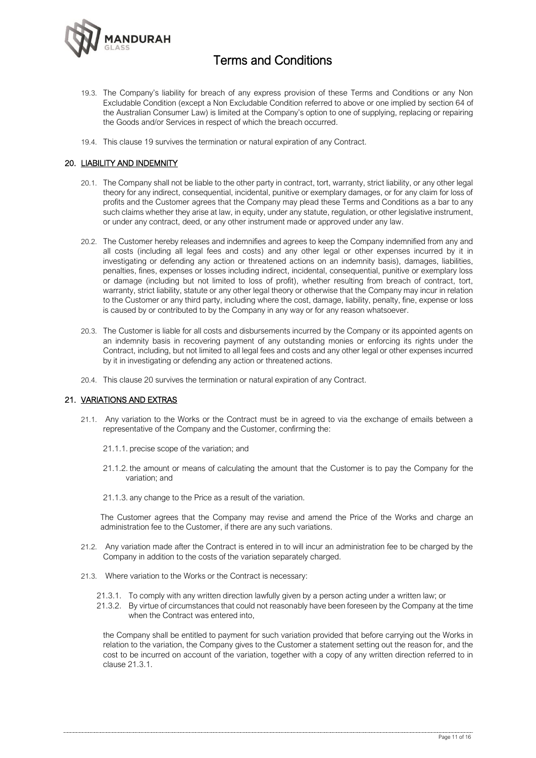19.3. The Company's liability for breach of any express provision of these Terms and Conditions or any Non Excludable Condition (except a Non Excludable Condition referred to above or one implied by section 64 of the Australian Consumer Law) is limited at the Company's option to one of supplying, replacing or repairing the Goods and/or Services in respect of which the breach occurred.

19.4. This clause 19 survives the termination or natural expiration of any Contract.

## 20. LIABILITY AND INDEMNITY

20.1. The Company shall not be liable to the other party in contract, tort, warranty, strict liability, or any other legal theory for any indirect, consequential, incidental, punitive or exemplary damages, or for any claim for loss of profits and the Customer agrees that the Company may plead these Terms and Conditions as a bar to any such claims whether they arise at law, in equity, under any statute, regulation, or other legislative instrument, or under any contract, deed, or any other instrument made or approved under any law.

20.2. The Customer hereby releases and indemnifies and agrees to keep the Company indemnified from any and all costs (including all legal fees and costs) and any other legal or other expenses incurred by it in investigating or defending any action or threatened actions on an indemnity basis), damages, liabilities, penalties, fines, expenses or losses including indirect, incidental, consequential, punitive or exemplary loss or damage (including but not limited to loss of profit), whether resulting from breach of contract, tort, warranty, strict liability, statute or any other legal theory or otherwise that the Company may incur in relation to the Customer or any third party, including where the cost, damage, liability, penalty, fine, expense or loss is caused by or contributed to by the Company in any way or for any reason whatsoever.

20.3. The Customer is liable for all costs and disbursements incurred by the Company or its appointed agents on an indemnity basis in recovering payment of any outstanding monies or enforcing its rights under the Contract, including, but not limited to all legal fees and costs and any other legal or other expenses incurred by it in investigating or defending any action or threatened actions.

20.4. This clause 20 survives the termination or natural expiration of any Contract.

## 21. VARIATIONS AND EXTRAS

21.1. Any variation to the Works or the Contract must be in agreed to via the exchange of emails between a representative of the Company and the Customer, confirming the:

21.1.1. precise scope of the variation; and

21.1.2. the amount or means of calculating the amount that the Customer is to pay the Company for the variation; and

21.1.3. any change to the Price as a result of the variation.

The Customer agrees that the Company may revise and amend the Price of the Works and charge an administration fee to the Customer, if there are any such variations.

21.2. Any variation made after the Contract is entered in to will incur an administration fee to be charged by the Company in addition to the costs of the variation separately charged.

21.3. Where variation to the Works or the Contract is necessary:

21.3.1. To comply with any written direction lawfully given by a person acting under a written law; or

21.3.2. By virtue of circumstances that could not reasonably have been foreseen by the Company at the time when the Contract was entered into,

the Company shall be entitled to payment for such variation provided that before carrying out the Works in relation to the variation, the Company gives to the Customer a statement setting out the reason for, and the cost to be incurred on account of the variation, together with a copy of any written direction referred to in clause 21.3.1.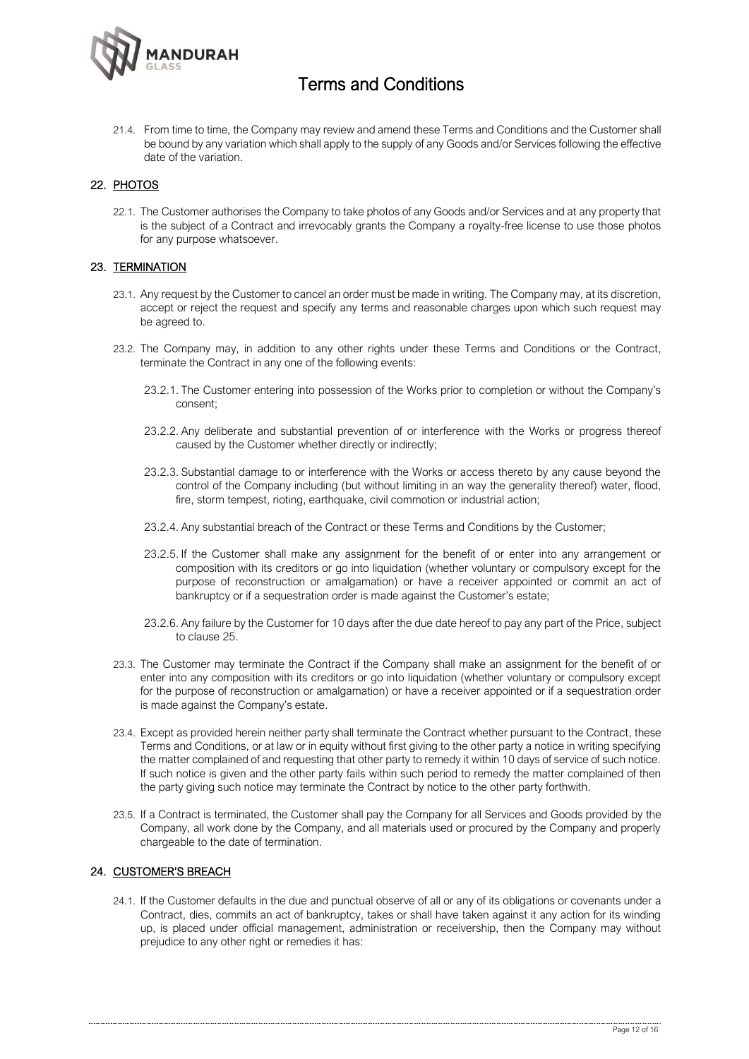21.4. From time to time, the Company may review and amend these Terms and Conditions and the Customer shall be bound by any variation which shall apply to the supply of any Goods and/or Services following the effective date of the variation.

## 22. PHOTOS

22.1. The Customer authorises the Company to take photos of any Goods and/or Services and at any property that is the subject of a Contract and irrevocably grants the Company a royalty-free license to use those photos for any purpose whatsoever.

## 23. TERMINATION

23.1. Any request by the Customer to cancel an order must be made in writing. The Company may, at its discretion, accept or reject the request and specify any terms and reasonable charges upon which such request may be agreed to.

23.2. The Company may, in addition to any other rights under these Terms and Conditions or the Contract, terminate the Contract in any one of the following events:

23.2.1. The Customer entering into possession of the Works prior to completion or without the Company's consent;

23.2.2. Any deliberate and substantial prevention of or interference with the Works or progress thereof caused by the Customer whether directly or indirectly;

23.2.3. Substantial damage to or interference with the Works or access thereto by any cause beyond the control of the Company including (but without limiting in an way the generality thereof) water, flood, fire, storm tempest, rioting, earthquake, civil commotion or industrial action;

23.2.4. Any substantial breach of the Contract or these Terms and Conditions by the Customer;

23.2.5. If the Customer shall make any assignment for the benefit of or enter into any arrangement or composition with its creditors or go into liquidation (whether voluntary or compulsory except for the purpose of reconstruction or amalgamation) or have a receiver appointed or commit an act of bankruptcy or if a sequestration order is made against the Customer's estate;

23.2.6. Any failure by the Customer for 10 days after the due date hereof to pay any part of the Price, subject to clause 25.

23.3. The Customer may terminate the Contract if the Company shall make an assignment for the benefit of or enter into any composition with its creditors or go into liquidation (whether voluntary or compulsory except for the purpose of reconstruction or amalgamation) or have a receiver appointed or if a sequestration order is made against the Company's estate.

23.4. Except as provided herein neither party shall terminate the Contract whether pursuant to the Contract, these Terms and Conditions, or at law or in equity without first giving to the other party a notice in writing specifying the matter complained of and requesting that other party to remedy it within 10 days of service of such notice. If such notice is given and the other party fails within such period to remedy the matter complained of then the party giving such notice may terminate the Contract by notice to the other party forthwith.

23.5. If a Contract is terminated, the Customer shall pay the Company for all Services and Goods provided by the Company, all work done by the Company, and all materials used or procured by the Company and properly chargeable to the date of termination.

## 24. CUSTOMER'S BREACH

24.1. If the Customer defaults in the due and punctual observe of all or any of its obligations or covenants under a Contract, dies, commits an act of bankruptcy, takes or shall have taken against it any action for its winding up, is placed under official management, administration or receivership, then the Company may without prejudice to any other right or remedies it has: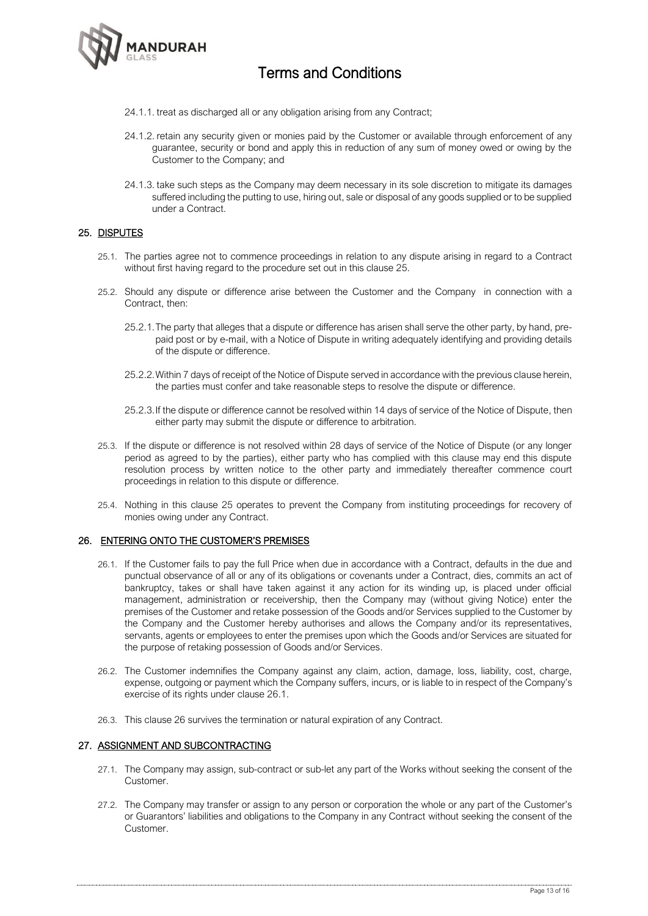24.1.1. treat as discharged all or any obligation arising from any Contract;

24.1.2. retain any security given or monies paid by the Customer or available through enforcement of any guarantee, security or bond and apply this in reduction of any sum of money owed or owing by the Customer to the Company; and

24.1.3. take such steps as the Company may deem necessary in its sole discretion to mitigate its damages suffered including the putting to use, hiring out, sale or disposal of any goods supplied or to be supplied under a Contract.

## 25. DISPUTES

25.1. The parties agree not to commence proceedings in relation to any dispute arising in regard to a Contract without first having regard to the procedure set out in this clause 25.

25.2. Should any dispute or difference arise between the Customer and the Company in connection with a Contract, then:

25.2.1. The party that alleges that a dispute or difference has arisen shall serve the other party, by hand, pre-paid post or by e-mail, with a Notice of Dispute in writing adequately identifying and providing details of the dispute or difference.

25.2.2. Within 7 days of receipt of the Notice of Dispute served in accordance with the previous clause herein, the parties must confer and take reasonable steps to resolve the dispute or difference.

25.2.3. If the dispute or difference cannot be resolved within 14 days of service of the Notice of Dispute, then either party may submit the dispute or difference to arbitration.

25.3. If the dispute or difference is not resolved within 28 days of service of the Notice of Dispute (or any longer period as agreed to by the parties), either party who has complied with this clause may end this dispute resolution process by written notice to the other party and immediately thereafter commence court proceedings in relation to this dispute or difference.

25.4. Nothing in this clause 25 operates to prevent the Company from instituting proceedings for recovery of monies owing under any Contract.

## 26. ENTERING ONTO THE CUSTOMER'S PREMISES

26.1. If the Customer fails to pay the full Price when due in accordance with a Contract, defaults in the due and punctual observance of all or any of its obligations or covenants under a Contract, dies, commits an act of bankruptcy, takes or shall have taken against it any action for its winding up, is placed under official management, administration or receivership, then the Company may (without giving Notice) enter the premises of the Customer and retake possession of the Goods and/or Services supplied to the Customer by the Company and the Customer hereby authorises and allows the Company and/or its representatives, servants, agents or employees to enter the premises upon which the Goods and/or Services are situated for the purpose of retaking possession of Goods and/or Services.

26.2. The Customer indemnifies the Company against any claim, action, damage, loss, liability, cost, charge, expense, outgoing or payment which the Company suffers, incurs, or is liable to in respect of the Company's exercise of its rights under clause 26.1.

26.3. This clause 26 survives the termination or natural expiration of any Contract.

## 27. ASSIGNMENT AND SUBCONTRACTING

27.1. The Company may assign, sub-contract or sub-let any part of the Works without seeking the consent of the Customer.

27.2. The Company may transfer or assign to any person or corporation the whole or any part of the Customer's or Guarantors' liabilities and obligations to the Company in any Contract without seeking the consent of the Customer.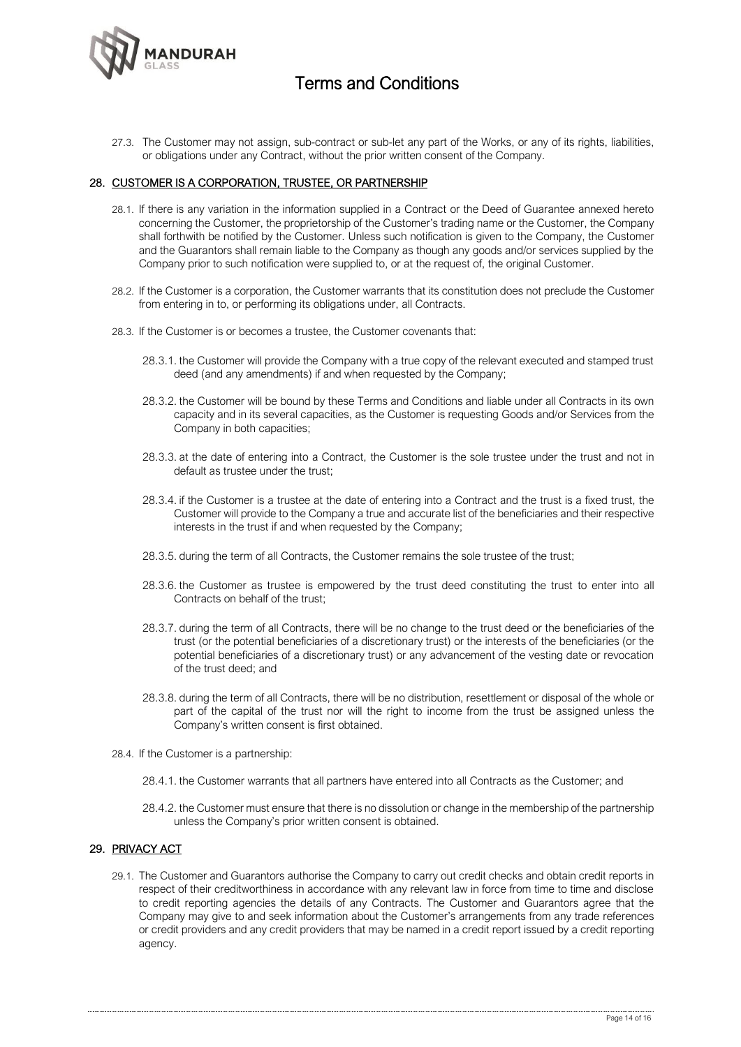27.3. The Customer may not assign, sub-contract or sub-let any part of the Works, or any of its rights, liabilities, or obligations under any Contract, without the prior written consent of the Company.

## 28. CUSTOMER IS A CORPORATION, TRUSTEE, OR PARTNERSHIP

28.1. If there is any variation in the information supplied in a Contract or the Deed of Guarantee annexed hereto concerning the Customer, the proprietorship of the Customer's trading name or the Customer, the Company shall forthwith be notified by the Customer. Unless such notification is given to the Company, the Customer and the Guarantors shall remain liable to the Company as though any goods and/or services supplied by the Company prior to such notification were supplied to, or at the request of, the original Customer.

28.2. If the Customer is a corporation, the Customer warrants that its constitution does not preclude the Customer from entering in to, or performing its obligations under, all Contracts.

28.3. If the Customer is or becomes a trustee, the Customer covenants that:

28.3.1. the Customer will provide the Company with a true copy of the relevant executed and stamped trust deed (and any amendments) if and when requested by the Company;

28.3.2. the Customer will be bound by these Terms and Conditions and liable under all Contracts in its own capacity and in its several capacities, as the Customer is requesting Goods and/or Services from the Company in both capacities;

28.3.3. at the date of entering into a Contract, the Customer is the sole trustee under the trust and not in default as trustee under the trust;

28.3.4. if the Customer is a trustee at the date of entering into a Contract and the trust is a fixed trust, the Customer will provide to the Company a true and accurate list of the beneficiaries and their respective interests in the trust if and when requested by the Company;

28.3.5. during the term of all Contracts, the Customer remains the sole trustee of the trust;

28.3.6. the Customer as trustee is empowered by the trust deed constituting the trust to enter into all Contracts on behalf of the trust;

28.3.7. during the term of all Contracts, there will be no change to the trust deed or the beneficiaries of the trust (or the potential beneficiaries of a discretionary trust) or the interests of the beneficiaries (or the potential beneficiaries of a discretionary trust) or any advancement of the vesting date or revocation of the trust deed; and

28.3.8. during the term of all Contracts, there will be no distribution, resettlement or disposal of the whole or part of the capital of the trust nor will the right to income from the trust be assigned unless the Company's written consent is first obtained.

28.4. If the Customer is a partnership:

28.4.1. the Customer warrants that all partners have entered into all Contracts as the Customer; and

28.4.2. the Customer must ensure that there is no dissolution or change in the membership of the partnership unless the Company's prior written consent is obtained.

## 29. PRIVACY ACT

29.1. The Customer and Guarantors authorise the Company to carry out credit checks and obtain credit reports in respect of their creditworthiness in accordance with any relevant law in force from time to time and disclose to credit reporting agencies the details of any Contracts. The Customer and Guarantors agree that the Company may give to and seek information about the Customer's arrangements from any trade references or credit providers and any credit providers that may be named in a credit report issued by a credit reporting agency.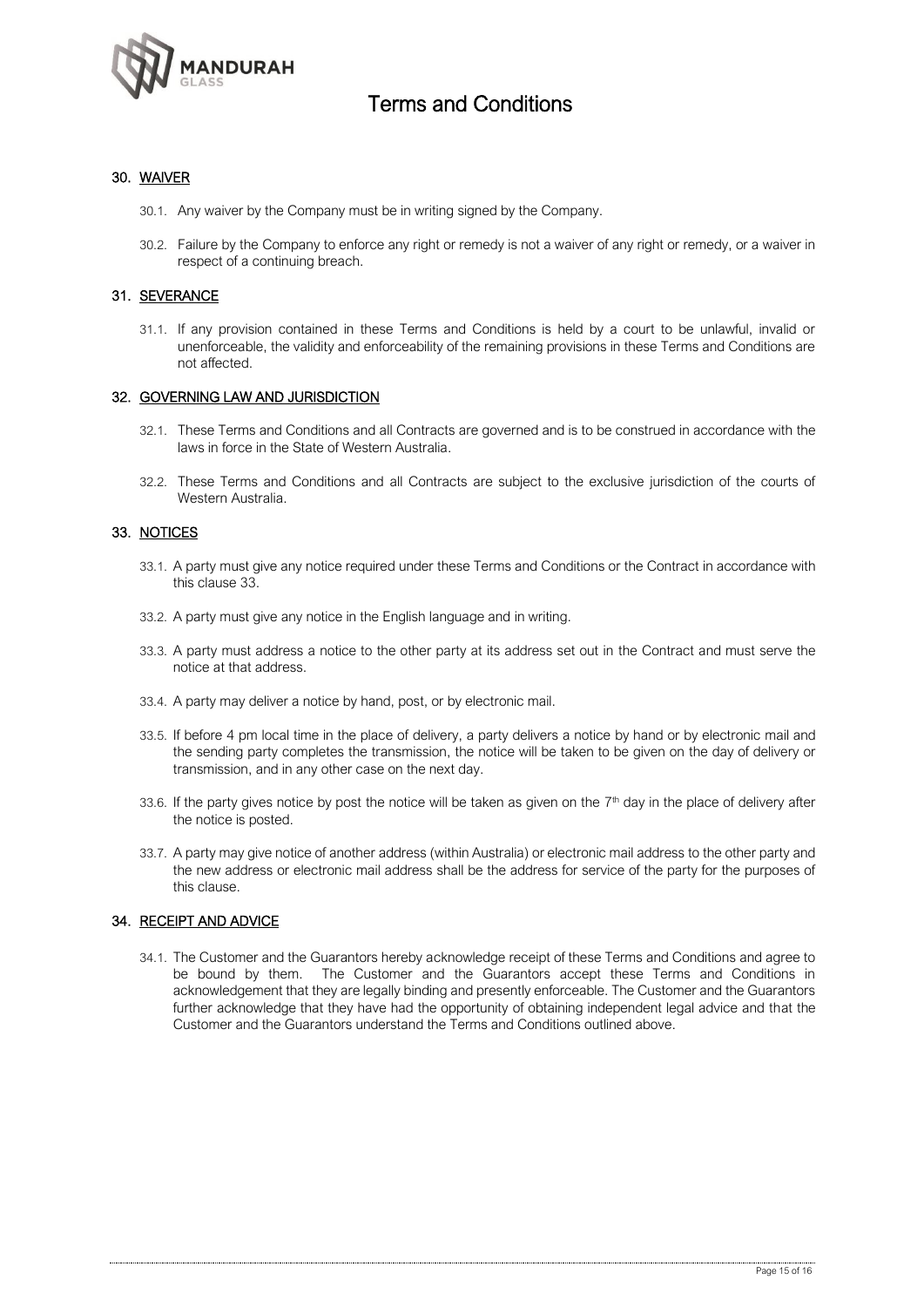## 30. WAIVER

30.1. Any waiver by the Company must be in writing signed by the Company.

30.2. Failure by the Company to enforce any right or remedy is not a waiver of any right or remedy, or a waiver in respect of a continuing breach.

## 31. SEVERANCE

31.1. If any provision contained in these Terms and Conditions is held by a court to be unlawful, invalid or unenforceable, the validity and enforceability of the remaining provisions in these Terms and Conditions are not affected.

## 32. GOVERNING LAW AND JURISDICTION

32.1. These Terms and Conditions and all Contracts are governed and is to be construed in accordance with the laws in force in the State of Western Australia.

32.2. These Terms and Conditions and all Contracts are subject to the exclusive jurisdiction of the courts of Western Australia.

## 33. NOTICES

33.1. A party must give any notice required under these Terms and Conditions or the Contract in accordance with this clause 33.

33.2. A party must give any notice in the English language and in writing.

33.3. A party must address a notice to the other party at its address set out in the Contract and must serve the notice at that address.

33.4. A party may deliver a notice by hand, post, or by electronic mail.

33.5. If before 4 pm local time in the place of delivery, a party delivers a notice by hand or by electronic mail and the sending party completes the transmission, the notice will be taken to be given on the day of delivery or transmission, and in any other case on the next day.

33.6. If the party gives notice by post the notice will be taken as given on the 7th day in the place of delivery after the notice is posted.

33.7. A party may give notice of another address (within Australia) or electronic mail address to the other party and the new address or electronic mail address shall be the address for service of the party for the purposes of this clause.

## 34. RECEIPT AND ADVICE

34.1. The Customer and the Guarantors hereby acknowledge receipt of these Terms and Conditions and agree to be bound by them. The Customer and the Guarantors accept these Terms and Conditions in acknowledgement that they are legally binding and presently enforceable. The Customer and the Guarantors further acknowledge that they have had the opportunity of obtaining independent legal advice and that the Customer and the Guarantors understand the Terms and Conditions outlined above.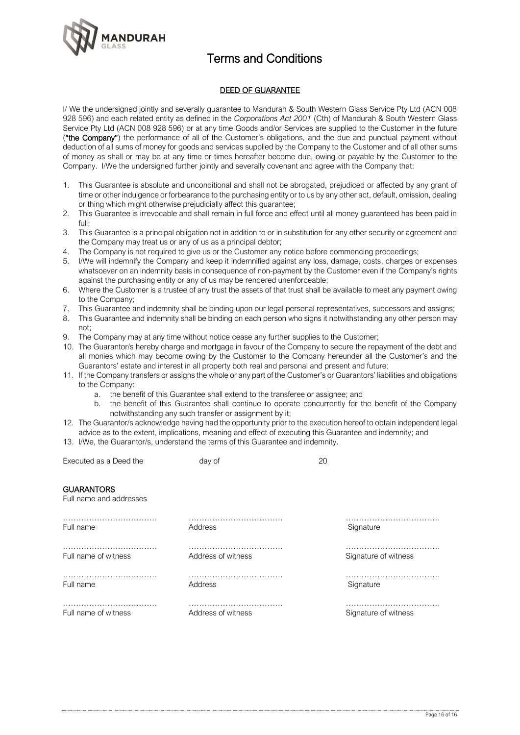# Terms and Conditions

## DEED OF GUARANTEE

I/ We the undersigned jointly and severally guarantee to Mandurah & South Western Glass Service Pty Ltd (ACN 008 928 596) and each related entity as defined in the *Corporations Act 2001* (Cth) of Mandurah & South Western Glass Service Pty Ltd (ACN 008 928 596) or at any time Goods and/or Services are supplied to the Customer in the future (**"the Company"**) the performance of all of the Customer's obligations, and the due and punctual payment without deduction of all sums of money for goods and services supplied by the Company to the Customer and of all other sums of money as shall or may be at any time or times hereafter become due, owing or payable by the Customer to the Company. I/We the undersigned further jointly and severally covenant and agree with the Company that:

1. This Guarantee is absolute and unconditional and shall not be abrogated, prejudiced or affected by any grant of time or other indulgence or forbearance to the purchasing entity or to us by any other act, default, omission, dealing or thing which might otherwise prejudicially affect this guarantee;
2. This Guarantee is irrevocable and shall remain in full force and effect until all money guaranteed has been paid in full;
3. This Guarantee is a principal obligation not in addition to or in substitution for any other security or agreement and the Company may treat us or any of us as a principal debtor;
4. The Company is not required to give us or the Customer any notice before commencing proceedings;
5. I/We will indemnify the Company and keep it indemnified against any loss, damage, costs, charges or expenses whatsoever on an indemnity basis in consequence of non-payment by the Customer even if the Company's rights against the purchasing entity or any of us may be rendered unenforceable;
6. Where the Customer is a trustee of any trust the assets of that trust shall be available to meet any payment owing to the Company;
7. This Guarantee and indemnity shall be binding upon our legal personal representatives, successors and assigns;
8. This Guarantee and indemnity shall be binding on each person who signs it notwithstanding any other person may not;
9. The Company may at any time without notice cease any further supplies to the Customer;
10. The Guarantor/s hereby charge and mortgage in favour of the Company to secure the repayment of the debt and all monies which may become owing by the Customer to the Company hereunder all the Customer's and the Guarantors' estate and interest in all property both real and personal and present and future;
11. If the Company transfers or assigns the whole or any part of the Customer's or Guarantors' liabilities and obligations to the Company:
    a. the benefit of this Guarantee shall extend to the transferee or assignee; and
    b. the benefit of this Guarantee shall continue to operate concurrently for the benefit of the Company notwithstanding any such transfer or assignment by it;
12. The Guarantor/s acknowledge having had the opportunity prior to the execution hereof to obtain independent legal advice as to the extent, implications, meaning and effect of executing this Guarantee and indemnity; and
13. I/We, the Guarantor/s, understand the terms of this Guarantee and indemnity.

Executed as a Deed the day of 20

**GUARANTORS**

Full name and addresses

| | | |
|---|---|---|
| ……………………………… | ……………………………… | ……………………………… |
| Full name | Address | Signature |
| ……………………………… | ……………………………… | ……………………………… |
| Full name of witness | Address of witness | Signature of witness |
| ……………………………… | ……………………………… | ……………………………… |
| Full name | Address | Signature |
| ……………………………… | ……………………………… | ……………………………… |
| Full name of witness | Address of witness | Signature of witness |